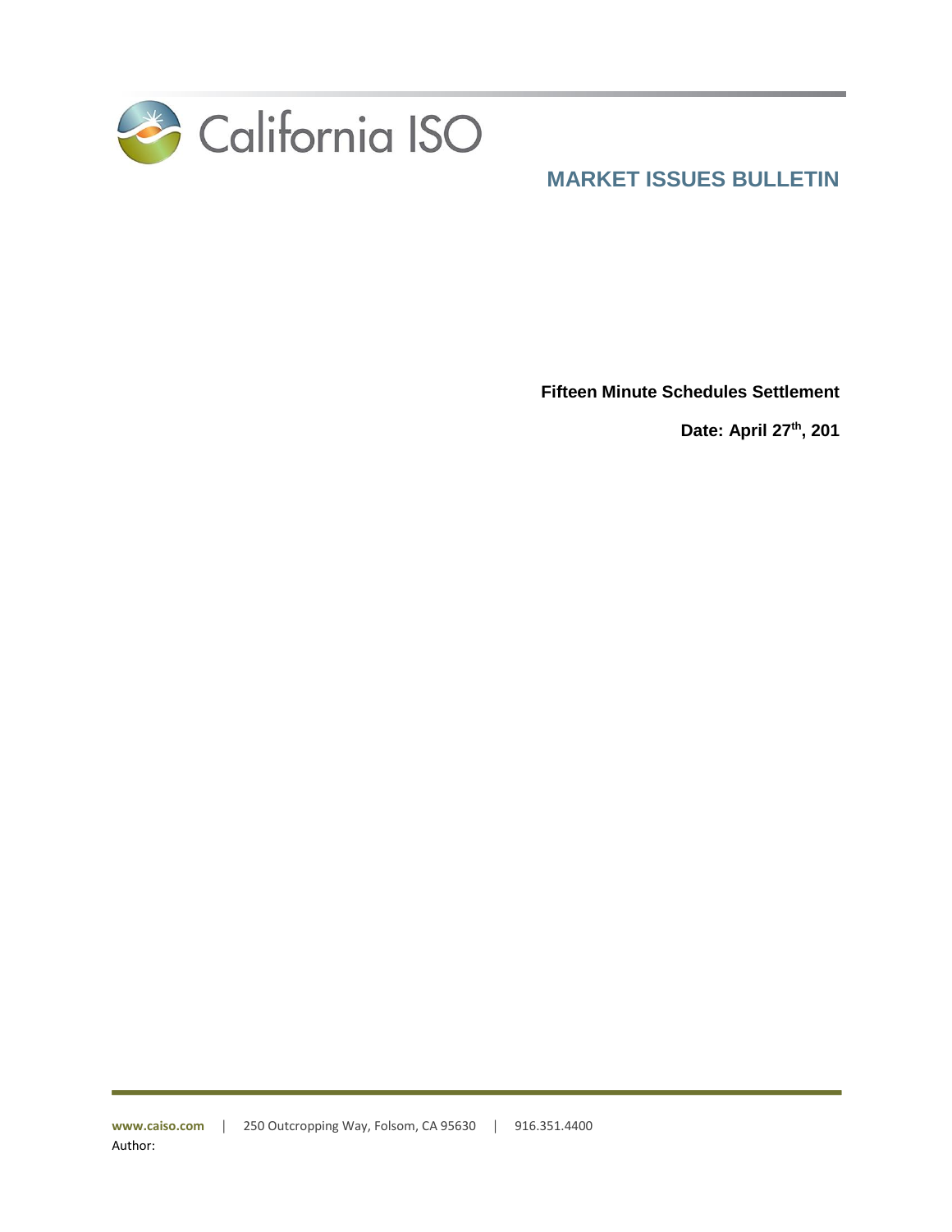California ISO

# MARKET ISSUES BULLETIN

**Fifteen Minute Schedules Settlement**

**Date: April 27th, 201**

www.caiso.com | 250 Outcropping Way, Folsom, CA 95630 | 916.351.4400

Author: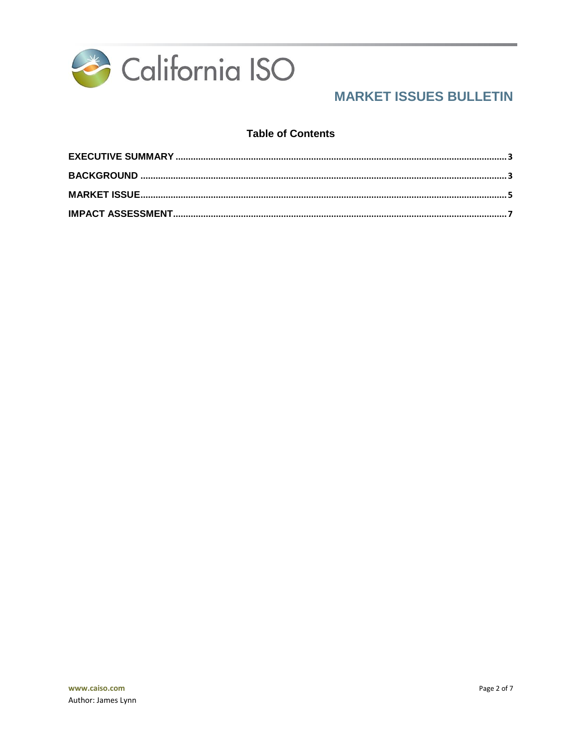## Table of Contents

- EXECUTIVE SUMMARY .......... 3
- BACKGROUND .......... 3
- MARKET ISSUE .......... 5
- IMPACT ASSESSMENT .......... 7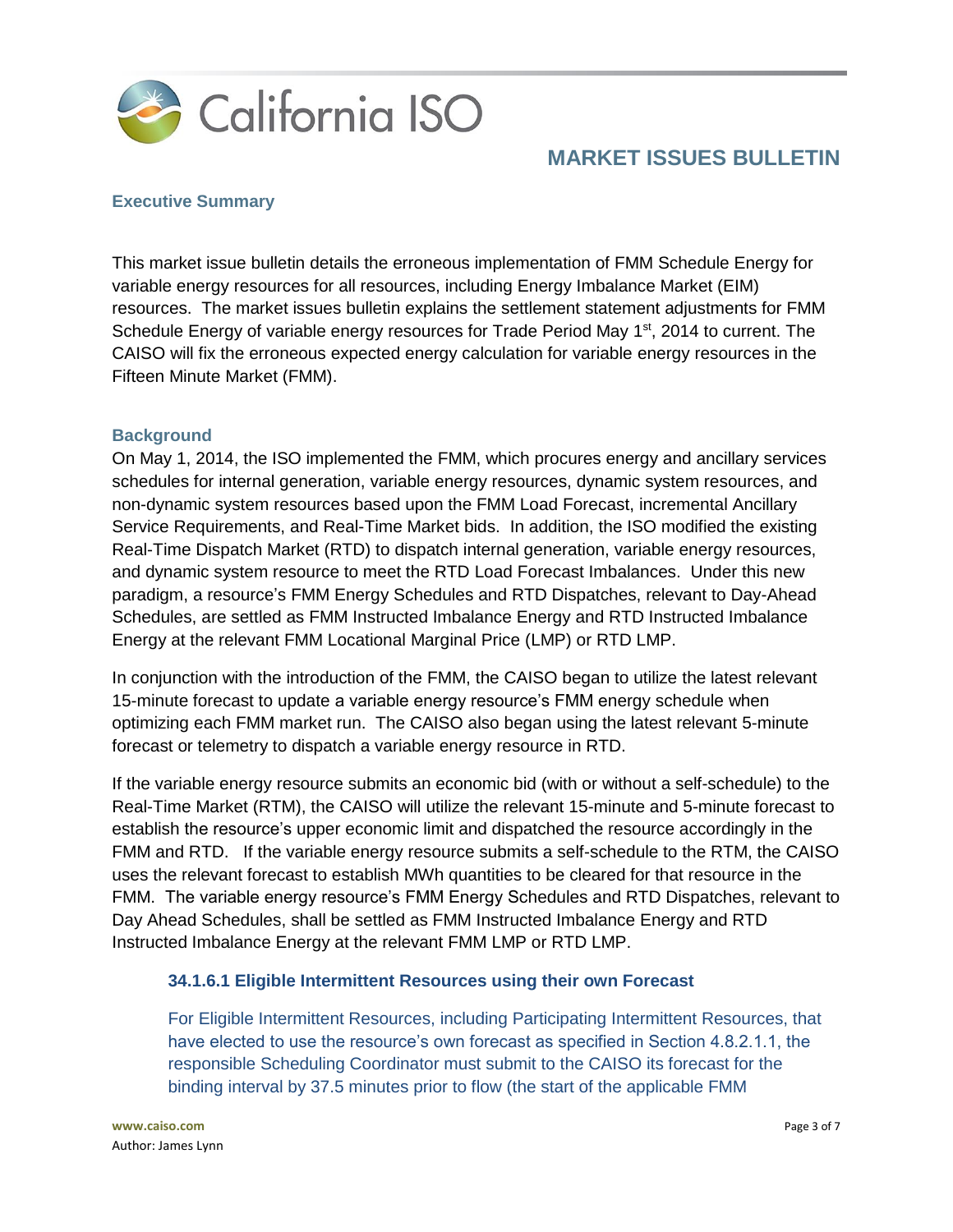## MARKET ISSUES BULLETIN

### Executive Summary

This market issue bulletin details the erroneous implementation of FMM Schedule Energy for variable energy resources for all resources, including Energy Imbalance Market (EIM) resources. The market issues bulletin explains the settlement statement adjustments for FMM Schedule Energy of variable energy resources for Trade Period May 1st, 2014 to current. The CAISO will fix the erroneous expected energy calculation for variable energy resources in the Fifteen Minute Market (FMM).

### Background

On May 1, 2014, the ISO implemented the FMM, which procures energy and ancillary services schedules for internal generation, variable energy resources, dynamic system resources, and non-dynamic system resources based upon the FMM Load Forecast, incremental Ancillary Service Requirements, and Real-Time Market bids. In addition, the ISO modified the existing Real-Time Dispatch Market (RTD) to dispatch internal generation, variable energy resources, and dynamic system resource to meet the RTD Load Forecast Imbalances. Under this new paradigm, a resource's FMM Energy Schedules and RTD Dispatches, relevant to Day-Ahead Schedules, are settled as FMM Instructed Imbalance Energy and RTD Instructed Imbalance Energy at the relevant FMM Locational Marginal Price (LMP) or RTD LMP.

In conjunction with the introduction of the FMM, the CAISO began to utilize the latest relevant 15-minute forecast to update a variable energy resource's FMM energy schedule when optimizing each FMM market run. The CAISO also began using the latest relevant 5-minute forecast or telemetry to dispatch a variable energy resource in RTD.

If the variable energy resource submits an economic bid (with or without a self-schedule) to the Real-Time Market (RTM), the CAISO will utilize the relevant 15-minute and 5-minute forecast to establish the resource's upper economic limit and dispatched the resource accordingly in the FMM and RTD. If the variable energy resource submits a self-schedule to the RTM, the CAISO uses the relevant forecast to establish MWh quantities to be cleared for that resource in the FMM. The variable energy resource's FMM Energy Schedules and RTD Dispatches, relevant to Day Ahead Schedules, shall be settled as FMM Instructed Imbalance Energy and RTD Instructed Imbalance Energy at the relevant FMM LMP or RTD LMP.

#### 34.1.6.1 Eligible Intermittent Resources using their own Forecast

For Eligible Intermittent Resources, including Participating Intermittent Resources, that have elected to use the resource's own forecast as specified in Section 4.8.2.1.1, the responsible Scheduling Coordinator must submit to the CAISO its forecast for the binding interval by 37.5 minutes prior to flow (the start of the applicable FMM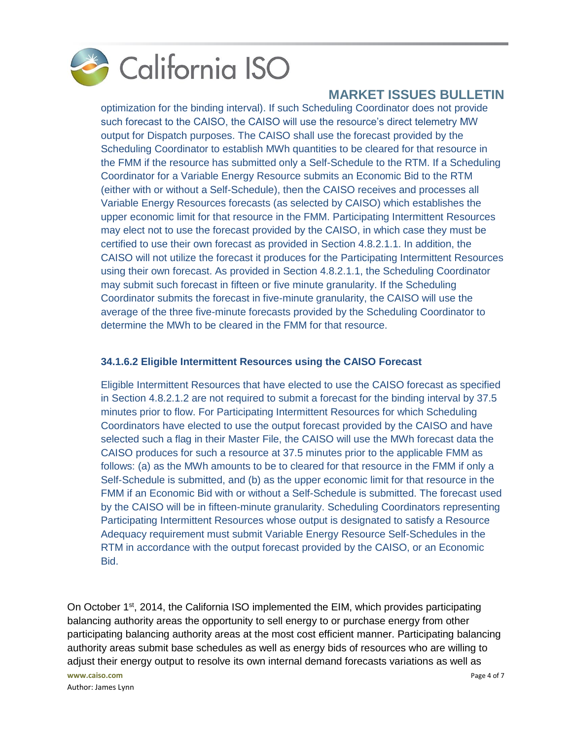optimization for the binding interval). If such Scheduling Coordinator does not provide such forecast to the CAISO, the CAISO will use the resource's direct telemetry MW output for Dispatch purposes. The CAISO shall use the forecast provided by the Scheduling Coordinator to establish MWh quantities to be cleared for that resource in the FMM if the resource has submitted only a Self-Schedule to the RTM. If a Scheduling Coordinator for a Variable Energy Resource submits an Economic Bid to the RTM (either with or without a Self-Schedule), then the CAISO receives and processes all Variable Energy Resources forecasts (as selected by CAISO) which establishes the upper economic limit for that resource in the FMM. Participating Intermittent Resources may elect not to use the forecast provided by the CAISO, in which case they must be certified to use their own forecast as provided in Section 4.8.2.1.1. In addition, the CAISO will not utilize the forecast it produces for the Participating Intermittent Resources using their own forecast. As provided in Section 4.8.2.1.1, the Scheduling Coordinator may submit such forecast in fifteen or five minute granularity. If the Scheduling Coordinator submits the forecast in five-minute granularity, the CAISO will use the average of the three five-minute forecasts provided by the Scheduling Coordinator to determine the MWh to be cleared in the FMM for that resource.

### 34.1.6.2 Eligible Intermittent Resources using the CAISO Forecast

Eligible Intermittent Resources that have elected to use the CAISO forecast as specified in Section 4.8.2.1.2 are not required to submit a forecast for the binding interval by 37.5 minutes prior to flow. For Participating Intermittent Resources for which Scheduling Coordinators have elected to use the output forecast provided by the CAISO and have selected such a flag in their Master File, the CAISO will use the MWh forecast data the CAISO produces for such a resource at 37.5 minutes prior to the applicable FMM as follows: (a) as the MWh amounts to be to cleared for that resource in the FMM if only a Self-Schedule is submitted, and (b) as the upper economic limit for that resource in the FMM if an Economic Bid with or without a Self-Schedule is submitted. The forecast used by the CAISO will be in fifteen-minute granularity. Scheduling Coordinators representing Participating Intermittent Resources whose output is designated to satisfy a Resource Adequacy requirement must submit Variable Energy Resource Self-Schedules in the RTM in accordance with the output forecast provided by the CAISO, or an Economic Bid.

On October 1st, 2014, the California ISO implemented the EIM, which provides participating balancing authority areas the opportunity to sell energy to or purchase energy from other participating balancing authority areas at the most cost efficient manner. Participating balancing authority areas submit base schedules as well as energy bids of resources who are willing to adjust their energy output to resolve its own internal demand forecasts variations as well as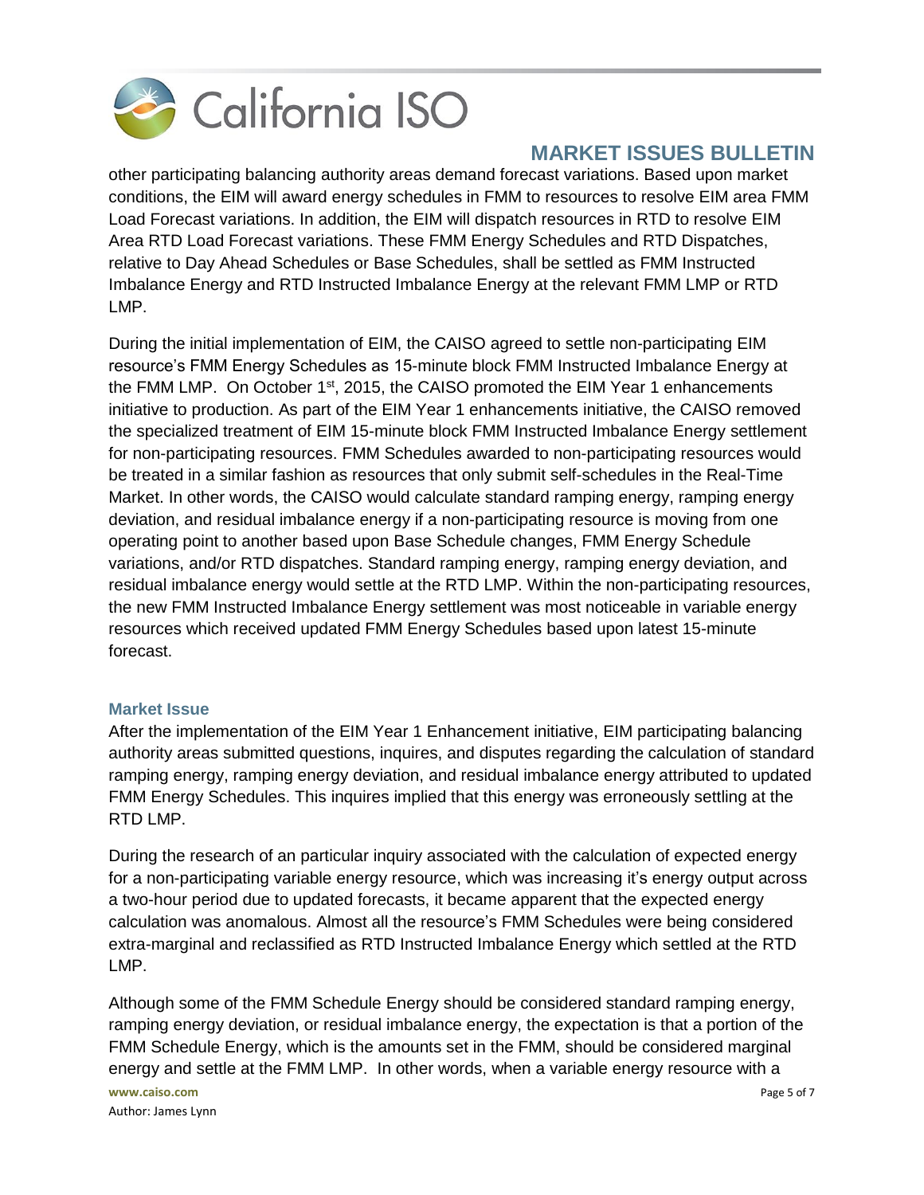other participating balancing authority areas demand forecast variations. Based upon market conditions, the EIM will award energy schedules in FMM to resources to resolve EIM area FMM Load Forecast variations. In addition, the EIM will dispatch resources in RTD to resolve EIM Area RTD Load Forecast variations. These FMM Energy Schedules and RTD Dispatches, relative to Day Ahead Schedules or Base Schedules, shall be settled as FMM Instructed Imbalance Energy and RTD Instructed Imbalance Energy at the relevant FMM LMP or RTD LMP.

During the initial implementation of EIM, the CAISO agreed to settle non-participating EIM resource's FMM Energy Schedules as 15-minute block FMM Instructed Imbalance Energy at the FMM LMP. On October 1st, 2015, the CAISO promoted the EIM Year 1 enhancements initiative to production. As part of the EIM Year 1 enhancements initiative, the CAISO removed the specialized treatment of EIM 15-minute block FMM Instructed Imbalance Energy settlement for non-participating resources. FMM Schedules awarded to non-participating resources would be treated in a similar fashion as resources that only submit self-schedules in the Real-Time Market. In other words, the CAISO would calculate standard ramping energy, ramping energy deviation, and residual imbalance energy if a non-participating resource is moving from one operating point to another based upon Base Schedule changes, FMM Energy Schedule variations, and/or RTD dispatches. Standard ramping energy, ramping energy deviation, and residual imbalance energy would settle at the RTD LMP. Within the non-participating resources, the new FMM Instructed Imbalance Energy settlement was most noticeable in variable energy resources which received updated FMM Energy Schedules based upon latest 15-minute forecast.

### Market Issue

After the implementation of the EIM Year 1 Enhancement initiative, EIM participating balancing authority areas submitted questions, inquires, and disputes regarding the calculation of standard ramping energy, ramping energy deviation, and residual imbalance energy attributed to updated FMM Energy Schedules. This inquires implied that this energy was erroneously settling at the RTD LMP.

During the research of an particular inquiry associated with the calculation of expected energy for a non-participating variable energy resource, which was increasing it's energy output across a two-hour period due to updated forecasts, it became apparent that the expected energy calculation was anomalous. Almost all the resource's FMM Schedules were being considered extra-marginal and reclassified as RTD Instructed Imbalance Energy which settled at the RTD LMP.

Although some of the FMM Schedule Energy should be considered standard ramping energy, ramping energy deviation, or residual imbalance energy, the expectation is that a portion of the FMM Schedule Energy, which is the amounts set in the FMM, should be considered marginal energy and settle at the FMM LMP. In other words, when a variable energy resource with a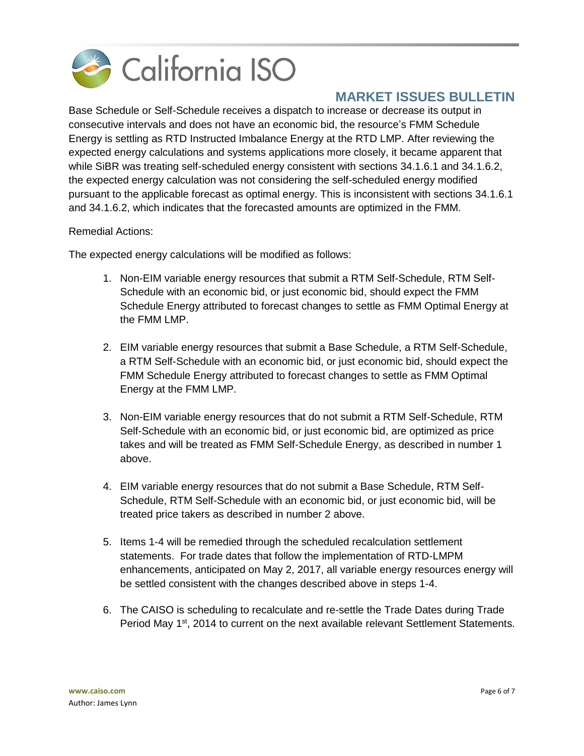Base Schedule or Self-Schedule receives a dispatch to increase or decrease its output in consecutive intervals and does not have an economic bid, the resource's FMM Schedule Energy is settling as RTD Instructed Imbalance Energy at the RTD LMP. After reviewing the expected energy calculations and systems applications more closely, it became apparent that while SiBR was treating self-scheduled energy consistent with sections 34.1.6.1 and 34.1.6.2, the expected energy calculation was not considering the self-scheduled energy modified pursuant to the applicable forecast as optimal energy. This is inconsistent with sections 34.1.6.1 and 34.1.6.2, which indicates that the forecasted amounts are optimized in the FMM.

Remedial Actions:

The expected energy calculations will be modified as follows:

1. Non-EIM variable energy resources that submit a RTM Self-Schedule, RTM Self-Schedule with an economic bid, or just economic bid, should expect the FMM Schedule Energy attributed to forecast changes to settle as FMM Optimal Energy at the FMM LMP.
2. EIM variable energy resources that submit a Base Schedule, a RTM Self-Schedule, a RTM Self-Schedule with an economic bid, or just economic bid, should expect the FMM Schedule Energy attributed to forecast changes to settle as FMM Optimal Energy at the FMM LMP.
3. Non-EIM variable energy resources that do not submit a RTM Self-Schedule, RTM Self-Schedule with an economic bid, or just economic bid, are optimized as price takes and will be treated as FMM Self-Schedule Energy, as described in number 1 above.
4. EIM variable energy resources that do not submit a Base Schedule, RTM Self-Schedule, RTM Self-Schedule with an economic bid, or just economic bid, will be treated price takers as described in number 2 above.
5. Items 1-4 will be remedied through the scheduled recalculation settlement statements. For trade dates that follow the implementation of RTD-LMPM enhancements, anticipated on May 2, 2017, all variable energy resources energy will be settled consistent with the changes described above in steps 1-4.
6. The CAISO is scheduling to recalculate and re-settle the Trade Dates during Trade Period May 1st, 2014 to current on the next available relevant Settlement Statements.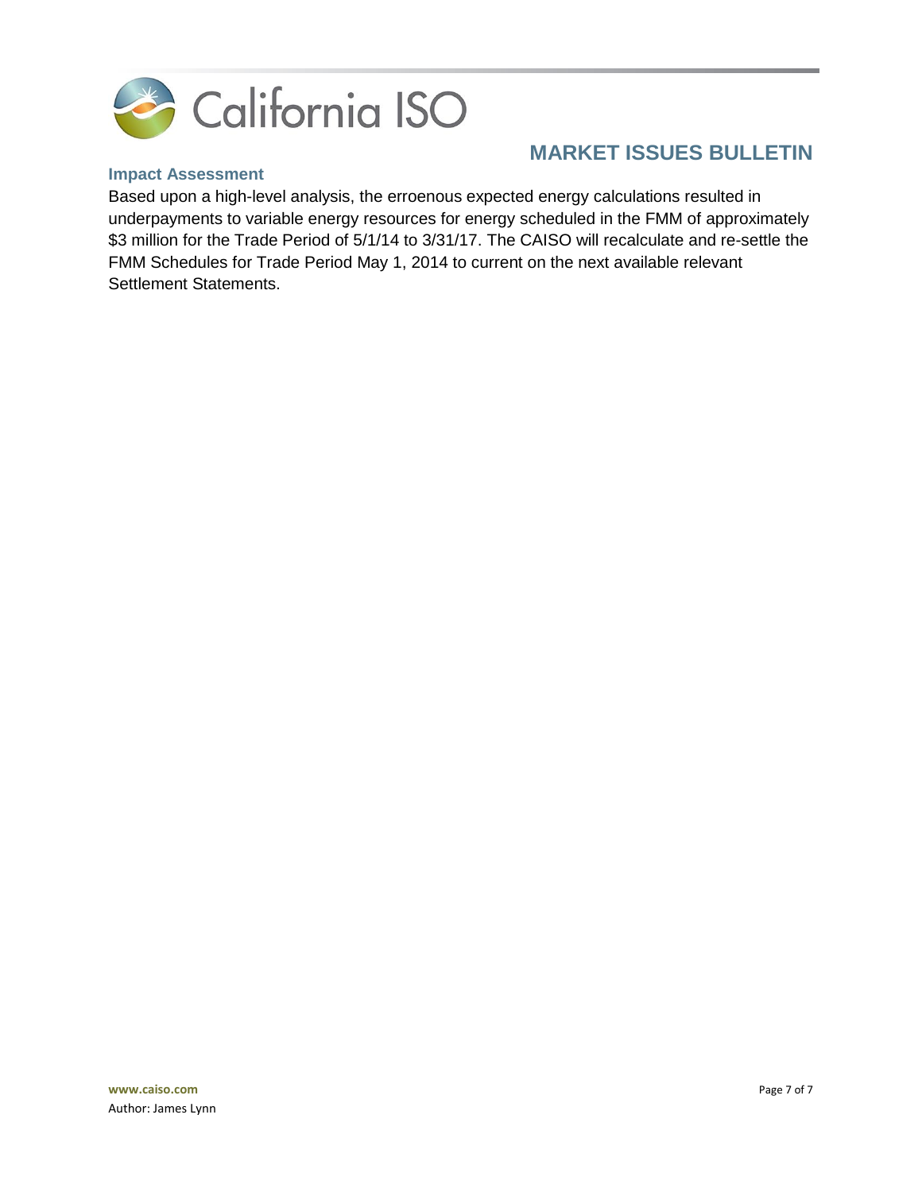## Impact Assessment

Based upon a high-level analysis, the erroenous expected energy calculations resulted in underpayments to variable energy resources for energy scheduled in the FMM of approximately $3 million for the Trade Period of 5/1/14 to 3/31/17. The CAISO will recalculate and re-settle the FMM Schedules for Trade Period May 1, 2014 to current on the next available relevant Settlement Statements.